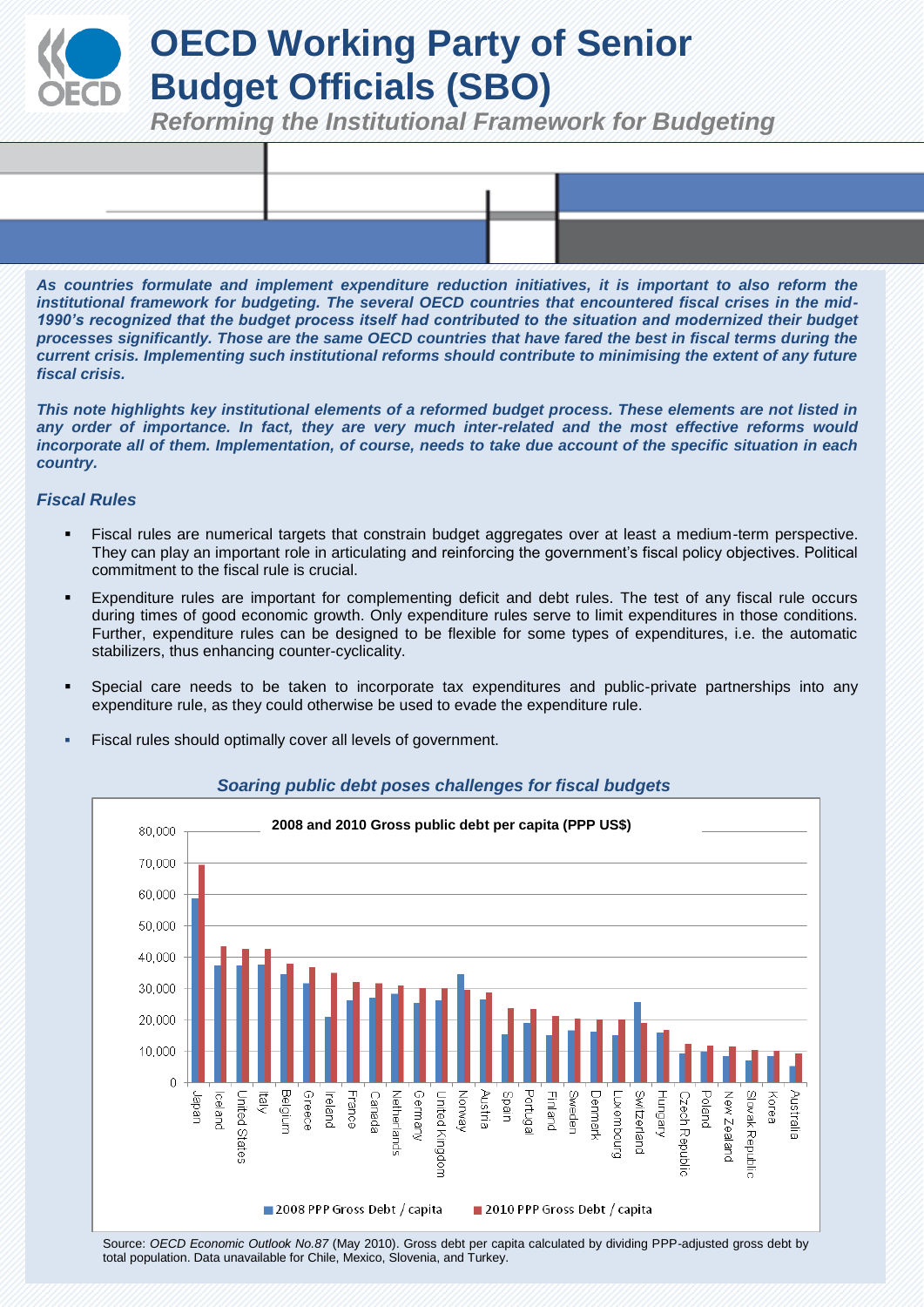# OECD Working Party of Senior Budget Officials (SBO)

*Reforming the Institutional Framework for Budgeting*

***As countries formulate and implement expenditure reduction initiatives, it is important to also reform the institutional framework for budgeting. The several OECD countries that encountered fiscal crises in the mid-1990's recognized that the budget process itself had contributed to the situation and modernized their budget processes significantly. Those are the same OECD countries that have fared the best in fiscal terms during the current crisis. Implementing such institutional reforms should contribute to minimising the extent of any future fiscal crisis.***

***This note highlights key institutional elements of a reformed budget process. These elements are not listed in any order of importance. In fact, they are very much inter-related and the most effective reforms would incorporate all of them. Implementation, of course, needs to take due account of the specific situation in each country.***

### *Fiscal Rules*

- Fiscal rules are numerical targets that constrain budget aggregates over at least a medium-term perspective. They can play an important role in articulating and reinforcing the government's fiscal policy objectives. Political commitment to the fiscal rule is crucial.
- Expenditure rules are important for complementing deficit and debt rules. The test of any fiscal rule occurs during times of good economic growth. Only expenditure rules serve to limit expenditures in those conditions. Further, expenditure rules can be designed to be flexible for some types of expenditures, i.e. the automatic stabilizers, thus enhancing counter-cyclicality.
- Special care needs to be taken to incorporate tax expenditures and public-private partnerships into any expenditure rule, as they could otherwise be used to evade the expenditure rule.
- Fiscal rules should optimally cover all levels of government.

***Soaring public debt poses challenges for fiscal budgets***

**2008 and 2010 Gross public debt per capita (PPP US$)**

Legend: 2008 PPP Gross Debt / capita; 2010 PPP Gross Debt / capita

Countries: Japan, Iceland, United States, Italy, Belgium, Greece, Ireland, France, Canada, Netherlands, Germany, United Kingdom, Norway, Austria, Spain, Portugal, Finland, Sweden, Denmark, Luxembourg, Switzerland, Hungary, Czech Republic, Poland, New Zealand, Slovak Republic, Korea, Australia

Source: *OECD Economic Outlook No.87* (May 2010). Gross debt per capita calculated by dividing PPP-adjusted gross debt by total population. Data unavailable for Chile, Mexico, Slovenia, and Turkey.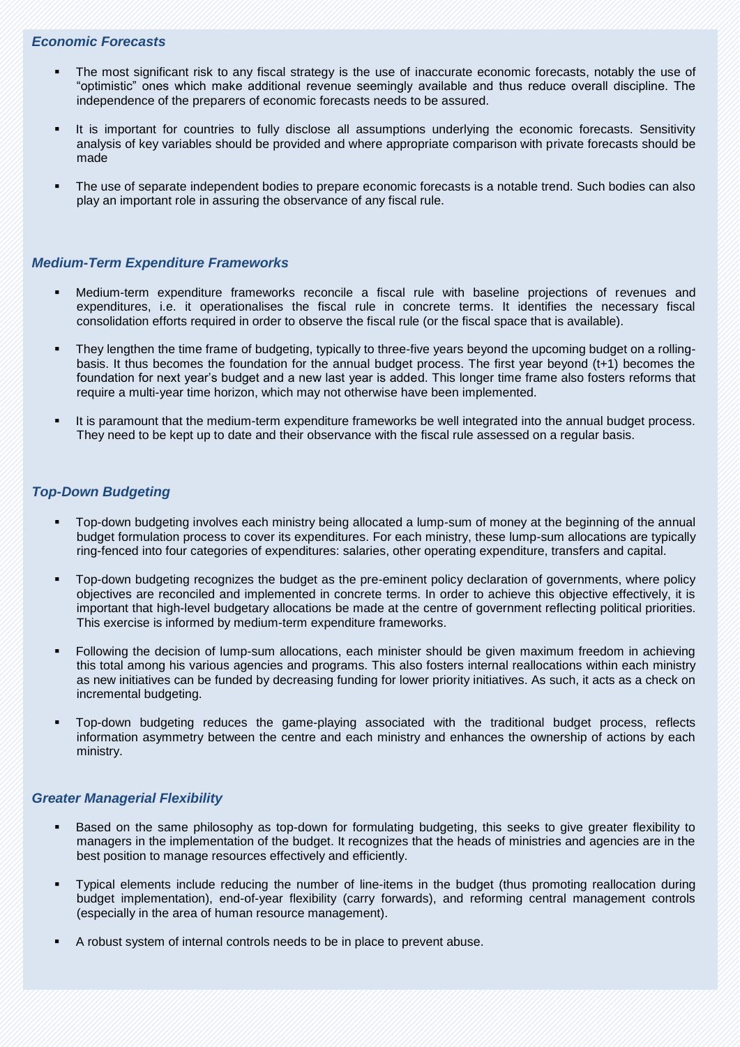### *Economic Forecasts*

- The most significant risk to any fiscal strategy is the use of inaccurate economic forecasts, notably the use of "optimistic" ones which make additional revenue seemingly available and thus reduce overall discipline. The independence of the preparers of economic forecasts needs to be assured.
- It is important for countries to fully disclose all assumptions underlying the economic forecasts. Sensitivity analysis of key variables should be provided and where appropriate comparison with private forecasts should be made
- The use of separate independent bodies to prepare economic forecasts is a notable trend. Such bodies can also play an important role in assuring the observance of any fiscal rule.

### *Medium-Term Expenditure Frameworks*

- Medium-term expenditure frameworks reconcile a fiscal rule with baseline projections of revenues and expenditures, i.e. it operationalises the fiscal rule in concrete terms. It identifies the necessary fiscal consolidation efforts required in order to observe the fiscal rule (or the fiscal space that is available).
- They lengthen the time frame of budgeting, typically to three-five years beyond the upcoming budget on a rolling-basis. It thus becomes the foundation for the annual budget process. The first year beyond (t+1) becomes the foundation for next year's budget and a new last year is added. This longer time frame also fosters reforms that require a multi-year time horizon, which may not otherwise have been implemented.
- It is paramount that the medium-term expenditure frameworks be well integrated into the annual budget process. They need to be kept up to date and their observance with the fiscal rule assessed on a regular basis.

### *Top-Down Budgeting*

- Top-down budgeting involves each ministry being allocated a lump-sum of money at the beginning of the annual budget formulation process to cover its expenditures. For each ministry, these lump-sum allocations are typically ring-fenced into four categories of expenditures: salaries, other operating expenditure, transfers and capital.
- Top-down budgeting recognizes the budget as the pre-eminent policy declaration of governments, where policy objectives are reconciled and implemented in concrete terms. In order to achieve this objective effectively, it is important that high-level budgetary allocations be made at the centre of government reflecting political priorities. This exercise is informed by medium-term expenditure frameworks.
- Following the decision of lump-sum allocations, each minister should be given maximum freedom in achieving this total among his various agencies and programs. This also fosters internal reallocations within each ministry as new initiatives can be funded by decreasing funding for lower priority initiatives. As such, it acts as a check on incremental budgeting.
- Top-down budgeting reduces the game-playing associated with the traditional budget process, reflects information asymmetry between the centre and each ministry and enhances the ownership of actions by each ministry.

### *Greater Managerial Flexibility*

- Based on the same philosophy as top-down for formulating budgeting, this seeks to give greater flexibility to managers in the implementation of the budget. It recognizes that the heads of ministries and agencies are in the best position to manage resources effectively and efficiently.
- Typical elements include reducing the number of line-items in the budget (thus promoting reallocation during budget implementation), end-of-year flexibility (carry forwards), and reforming central management controls (especially in the area of human resource management).
- A robust system of internal controls needs to be in place to prevent abuse.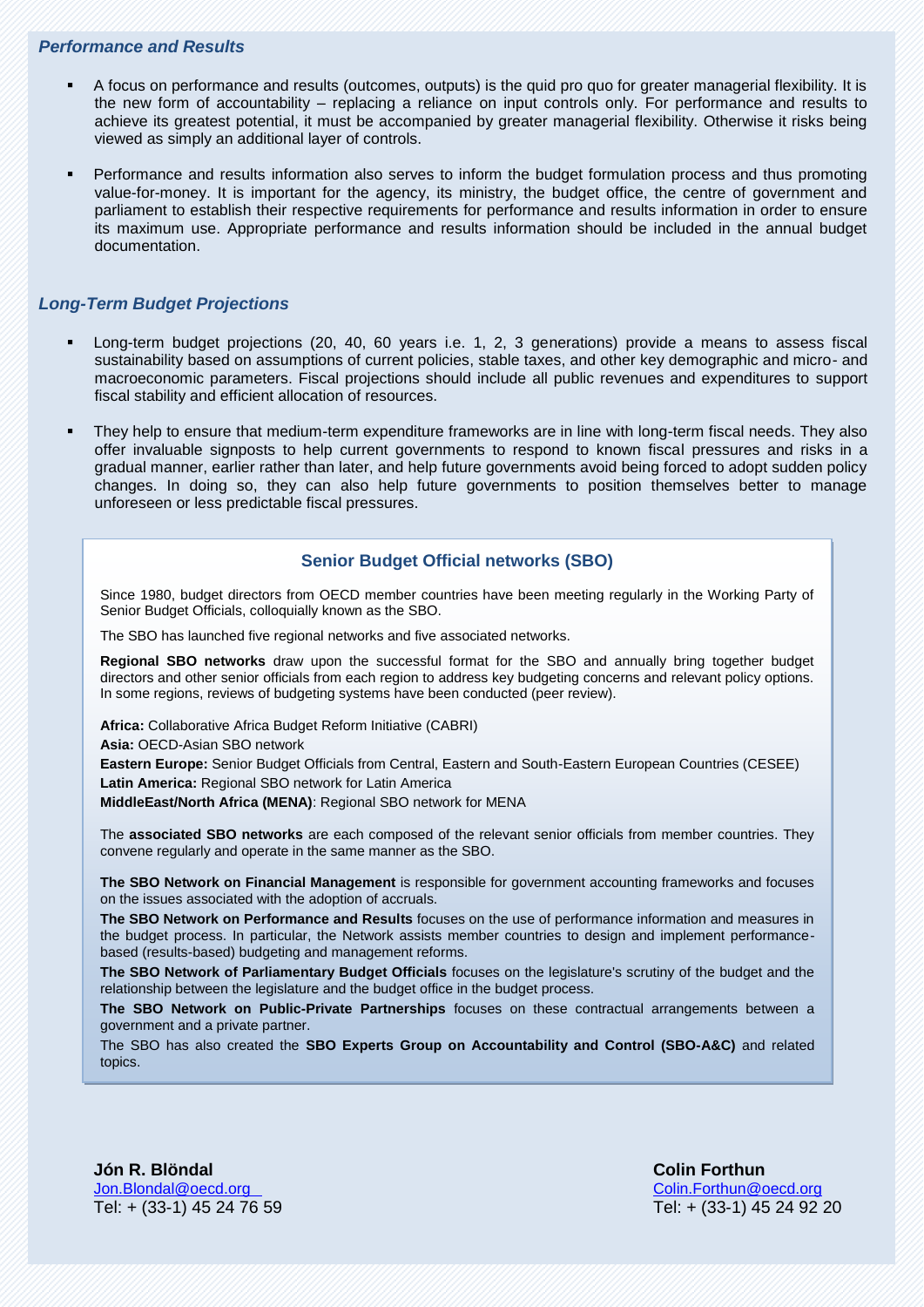### *Performance and Results*

- A focus on performance and results (outcomes, outputs) is the quid pro quo for greater managerial flexibility. It is the new form of accountability – replacing a reliance on input controls only. For performance and results to achieve its greatest potential, it must be accompanied by greater managerial flexibility. Otherwise it risks being viewed as simply an additional layer of controls.
- Performance and results information also serves to inform the budget formulation process and thus promoting value-for-money. It is important for the agency, its ministry, the budget office, the centre of government and parliament to establish their respective requirements for performance and results information in order to ensure its maximum use. Appropriate performance and results information should be included in the annual budget documentation.

### *Long-Term Budget Projections*

- Long-term budget projections (20, 40, 60 years i.e. 1, 2, 3 generations) provide a means to assess fiscal sustainability based on assumptions of current policies, stable taxes, and other key demographic and micro- and macroeconomic parameters. Fiscal projections should include all public revenues and expenditures to support fiscal stability and efficient allocation of resources.
- They help to ensure that medium-term expenditure frameworks are in line with long-term fiscal needs. They also offer invaluable signposts to help current governments to respond to known fiscal pressures and risks in a gradual manner, earlier rather than later, and help future governments avoid being forced to adopt sudden policy changes. In doing so, they can also help future governments to position themselves better to manage unforeseen or less predictable fiscal pressures.

## Senior Budget Official networks (SBO)

Since 1980, budget directors from OECD member countries have been meeting regularly in the Working Party of Senior Budget Officials, colloquially known as the SBO.

The SBO has launched five regional networks and five associated networks.

**Regional SBO networks** draw upon the successful format for the SBO and annually bring together budget directors and other senior officials from each region to address key budgeting concerns and relevant policy options. In some regions, reviews of budgeting systems have been conducted (peer review).

**Africa:** Collaborative Africa Budget Reform Initiative (CABRI)
**Asia:** OECD-Asian SBO network
**Eastern Europe:** Senior Budget Officials from Central, Eastern and South-Eastern European Countries (CESEE)
**Latin America:** Regional SBO network for Latin America
**MiddleEast/North Africa (MENA)**: Regional SBO network for MENA

The **associated SBO networks** are each composed of the relevant senior officials from member countries. They convene regularly and operate in the same manner as the SBO.

**The SBO Network on Financial Management** is responsible for government accounting frameworks and focuses on the issues associated with the adoption of accruals.

**The SBO Network on Performance and Results** focuses on the use of performance information and measures in the budget process. In particular, the Network assists member countries to design and implement performance-based (results-based) budgeting and management reforms.

**The SBO Network of Parliamentary Budget Officials** focuses on the legislature's scrutiny of the budget and the relationship between the legislature and the budget office in the budget process.

**The SBO Network on Public-Private Partnerships** focuses on these contractual arrangements between a government and a private partner.

The SBO has also created the **SBO Experts Group on Accountability and Control (SBO-A&C)** and related topics.

**Jón R. Blöndal**
Jon.Blondal@oecd.org
Tel: + (33-1) 45 24 76 59

**Colin Forthun**
Colin.Forthun@oecd.org
Tel: + (33-1) 45 24 92 20